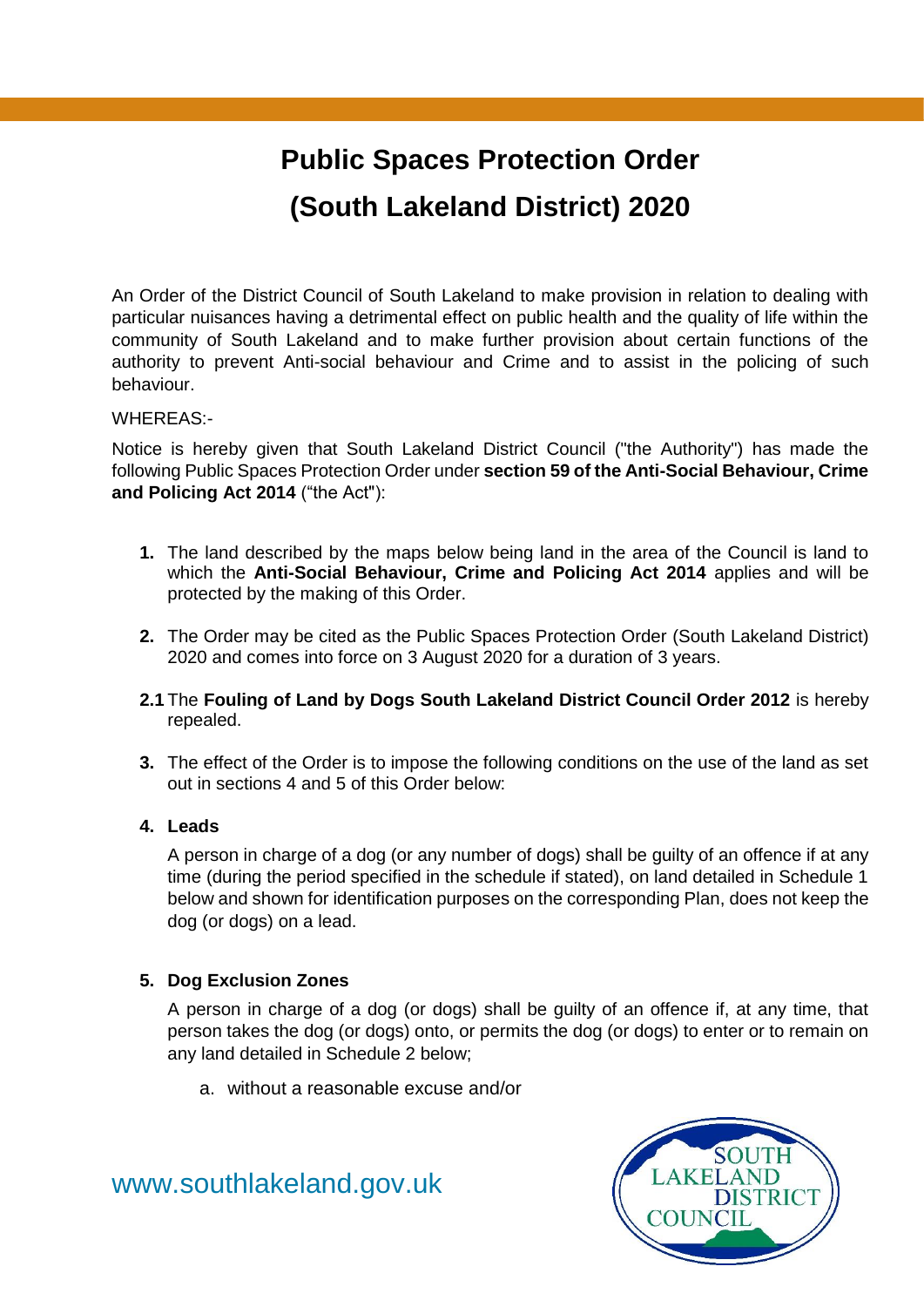# Public Spaces Protection Order
# (South Lakeland District) 2020

An Order of the District Council of South Lakeland to make provision in relation to dealing with particular nuisances having a detrimental effect on public health and the quality of life within the community of South Lakeland and to make further provision about certain functions of the authority to prevent Anti-social behaviour and Crime and to assist in the policing of such behaviour.

WHEREAS:-

Notice is hereby given that South Lakeland District Council ("the Authority") has made the following Public Spaces Protection Order under **section 59 of the Anti-Social Behaviour, Crime and Policing Act 2014** ("the Act"):

**1.** The land described by the maps below being land in the area of the Council is land to which the **Anti-Social Behaviour, Crime and Policing Act 2014** applies and will be protected by the making of this Order.

**2.** The Order may be cited as the Public Spaces Protection Order (South Lakeland District) 2020 and comes into force on 3 August 2020 for a duration of 3 years.

**2.1** The **Fouling of Land by Dogs South Lakeland District Council Order 2012** is hereby repealed.

**3.** The effect of the Order is to impose the following conditions on the use of the land as set out in sections 4 and 5 of this Order below:

**4. Leads**

A person in charge of a dog (or any number of dogs) shall be guilty of an offence if at any time (during the period specified in the schedule if stated), on land detailed in Schedule 1 below and shown for identification purposes on the corresponding Plan, does not keep the dog (or dogs) on a lead.

**5. Dog Exclusion Zones**

A person in charge of a dog (or dogs) shall be guilty of an offence if, at any time, that person takes the dog (or dogs) onto, or permits the dog (or dogs) to enter or to remain on any land detailed in Schedule 2 below;

a. without a reasonable excuse and/or

www.southlakeland.gov.uk

SOUTH LAKELAND DISTRICT COUNCIL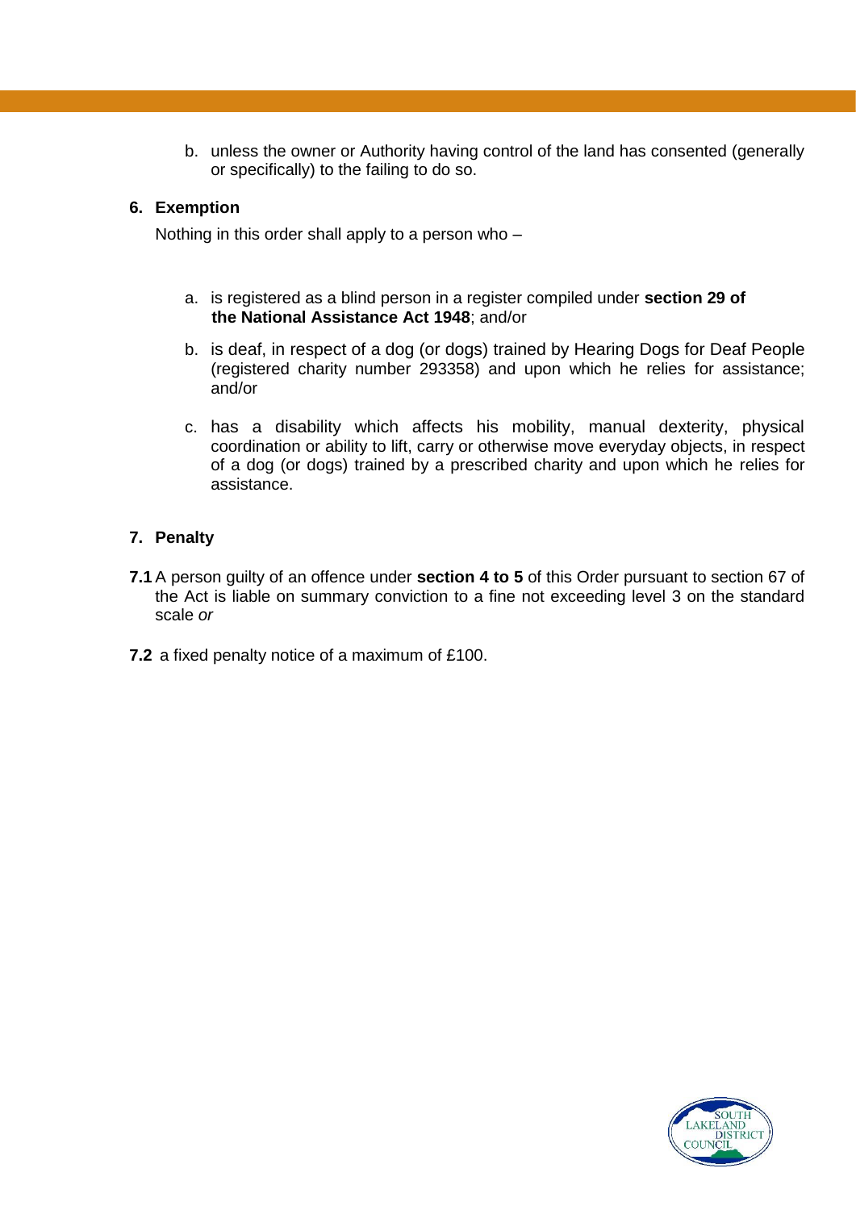b. unless the owner or Authority having control of the land has consented (generally or specifically) to the failing to do so.

## 6. Exemption

Nothing in this order shall apply to a person who –

a. is registered as a blind person in a register compiled under **section 29 of the National Assistance Act 1948**; and/or

b. is deaf, in respect of a dog (or dogs) trained by Hearing Dogs for Deaf People (registered charity number 293358) and upon which he relies for assistance; and/or

c. has a disability which affects his mobility, manual dexterity, physical coordination or ability to lift, carry or otherwise move everyday objects, in respect of a dog (or dogs) trained by a prescribed charity and upon which he relies for assistance.

## 7. Penalty

**7.1** A person guilty of an offence under **section 4 to 5** of this Order pursuant to section 67 of the Act is liable on summary conviction to a fine not exceeding level 3 on the standard scale *or*

**7.2** a fixed penalty notice of a maximum of £100.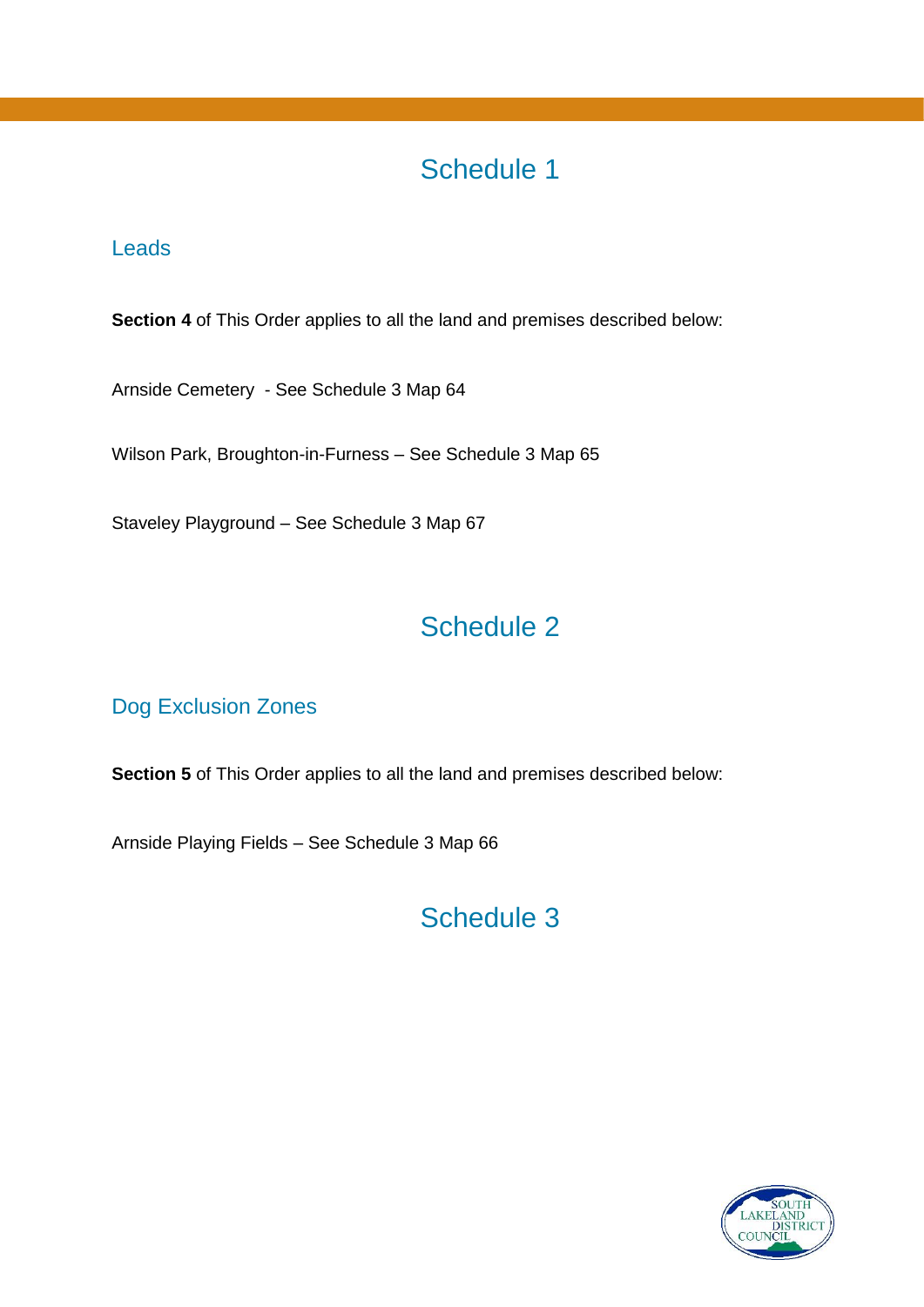# Schedule 1

## Leads

**Section 4** of This Order applies to all the land and premises described below:

Arnside Cemetery - See Schedule 3 Map 64

Wilson Park, Broughton-in-Furness – See Schedule 3 Map 65

Staveley Playground – See Schedule 3 Map 67

# Schedule 2

## Dog Exclusion Zones

**Section 5** of This Order applies to all the land and premises described below:

Arnside Playing Fields – See Schedule 3 Map 66

# Schedule 3